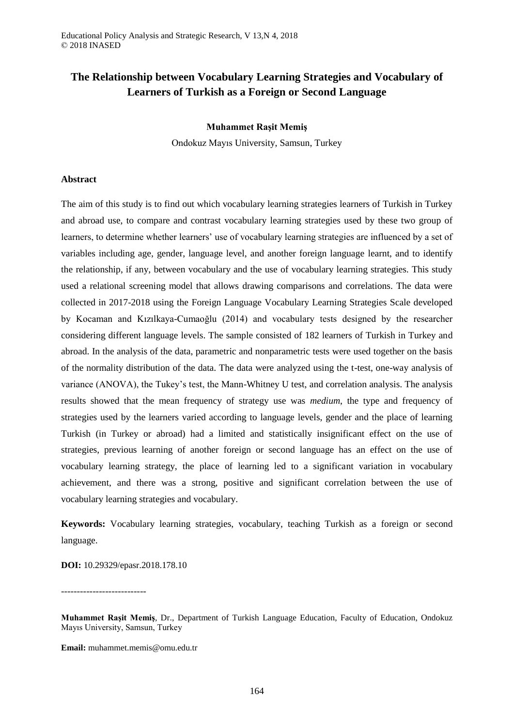# The Relationship between Vocabulary Learning Strategies and Vocabulary of Learners of Turkish as a Foreign or Second Language

**Muhammet Raşit Memiş**

Ondokuz Mayıs University, Samsun, Turkey

## Abstract

The aim of this study is to find out which vocabulary learning strategies learners of Turkish in Turkey and abroad use, to compare and contrast vocabulary learning strategies used by these two group of learners, to determine whether learners' use of vocabulary learning strategies are influenced by a set of variables including age, gender, language level, and another foreign language learnt, and to identify the relationship, if any, between vocabulary and the use of vocabulary learning strategies. This study used a relational screening model that allows drawing comparisons and correlations. The data were collected in 2017-2018 using the Foreign Language Vocabulary Learning Strategies Scale developed by Kocaman and Kızılkaya-Cumaoğlu (2014) and vocabulary tests designed by the researcher considering different language levels. The sample consisted of 182 learners of Turkish in Turkey and abroad. In the analysis of the data, parametric and nonparametric tests were used together on the basis of the normality distribution of the data. The data were analyzed using the t-test, one-way analysis of variance (ANOVA), the Tukey's test, the Mann-Whitney U test, and correlation analysis. The analysis results showed that the mean frequency of strategy use was *medium*, the type and frequency of strategies used by the learners varied according to language levels, gender and the place of learning Turkish (in Turkey or abroad) had a limited and statistically insignificant effect on the use of strategies, previous learning of another foreign or second language has an effect on the use of vocabulary learning strategy, the place of learning led to a significant variation in vocabulary achievement, and there was a strong, positive and significant correlation between the use of vocabulary learning strategies and vocabulary.

**Keywords:** Vocabulary learning strategies, vocabulary, teaching Turkish as a foreign or second language.

**DOI:** 10.29329/epasr.2018.178.10

---------------------------

**Muhammet Raşit Memiş**, Dr., Department of Turkish Language Education, Faculty of Education, Ondokuz Mayıs University, Samsun, Turkey

**Email:** muhammet.memis@omu.edu.tr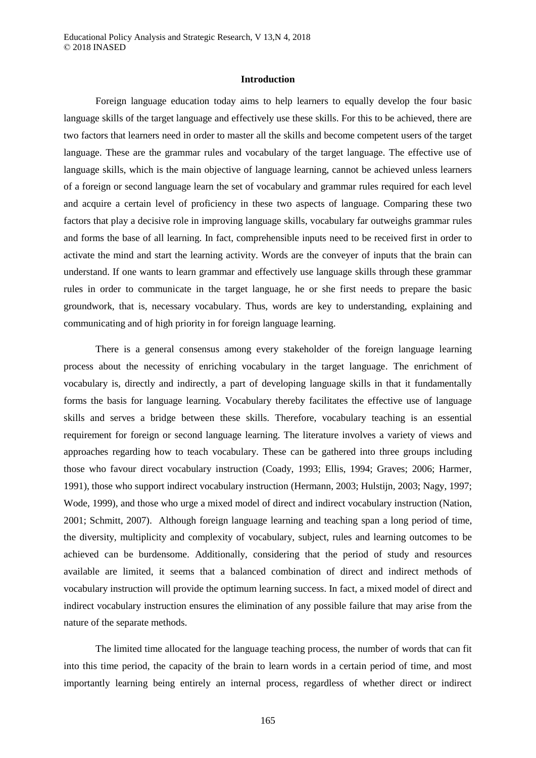## Introduction

Foreign language education today aims to help learners to equally develop the four basic language skills of the target language and effectively use these skills. For this to be achieved, there are two factors that learners need in order to master all the skills and become competent users of the target language. These are the grammar rules and vocabulary of the target language. The effective use of language skills, which is the main objective of language learning, cannot be achieved unless learners of a foreign or second language learn the set of vocabulary and grammar rules required for each level and acquire a certain level of proficiency in these two aspects of language. Comparing these two factors that play a decisive role in improving language skills, vocabulary far outweighs grammar rules and forms the base of all learning. In fact, comprehensible inputs need to be received first in order to activate the mind and start the learning activity. Words are the conveyer of inputs that the brain can understand. If one wants to learn grammar and effectively use language skills through these grammar rules in order to communicate in the target language, he or she first needs to prepare the basic groundwork, that is, necessary vocabulary. Thus, words are key to understanding, explaining and communicating and of high priority in for foreign language learning.

There is a general consensus among every stakeholder of the foreign language learning process about the necessity of enriching vocabulary in the target language. The enrichment of vocabulary is, directly and indirectly, a part of developing language skills in that it fundamentally forms the basis for language learning. Vocabulary thereby facilitates the effective use of language skills and serves a bridge between these skills. Therefore, vocabulary teaching is an essential requirement for foreign or second language learning. The literature involves a variety of views and approaches regarding how to teach vocabulary. These can be gathered into three groups including those who favour direct vocabulary instruction (Coady, 1993; Ellis, 1994; Graves; 2006; Harmer, 1991), those who support indirect vocabulary instruction (Hermann, 2003; Hulstijn, 2003; Nagy, 1997; Wode, 1999), and those who urge a mixed model of direct and indirect vocabulary instruction (Nation, 2001; Schmitt, 2007). Although foreign language learning and teaching span a long period of time, the diversity, multiplicity and complexity of vocabulary, subject, rules and learning outcomes to be achieved can be burdensome. Additionally, considering that the period of study and resources available are limited, it seems that a balanced combination of direct and indirect methods of vocabulary instruction will provide the optimum learning success. In fact, a mixed model of direct and indirect vocabulary instruction ensures the elimination of any possible failure that may arise from the nature of the separate methods.

The limited time allocated for the language teaching process, the number of words that can fit into this time period, the capacity of the brain to learn words in a certain period of time, and most importantly learning being entirely an internal process, regardless of whether direct or indirect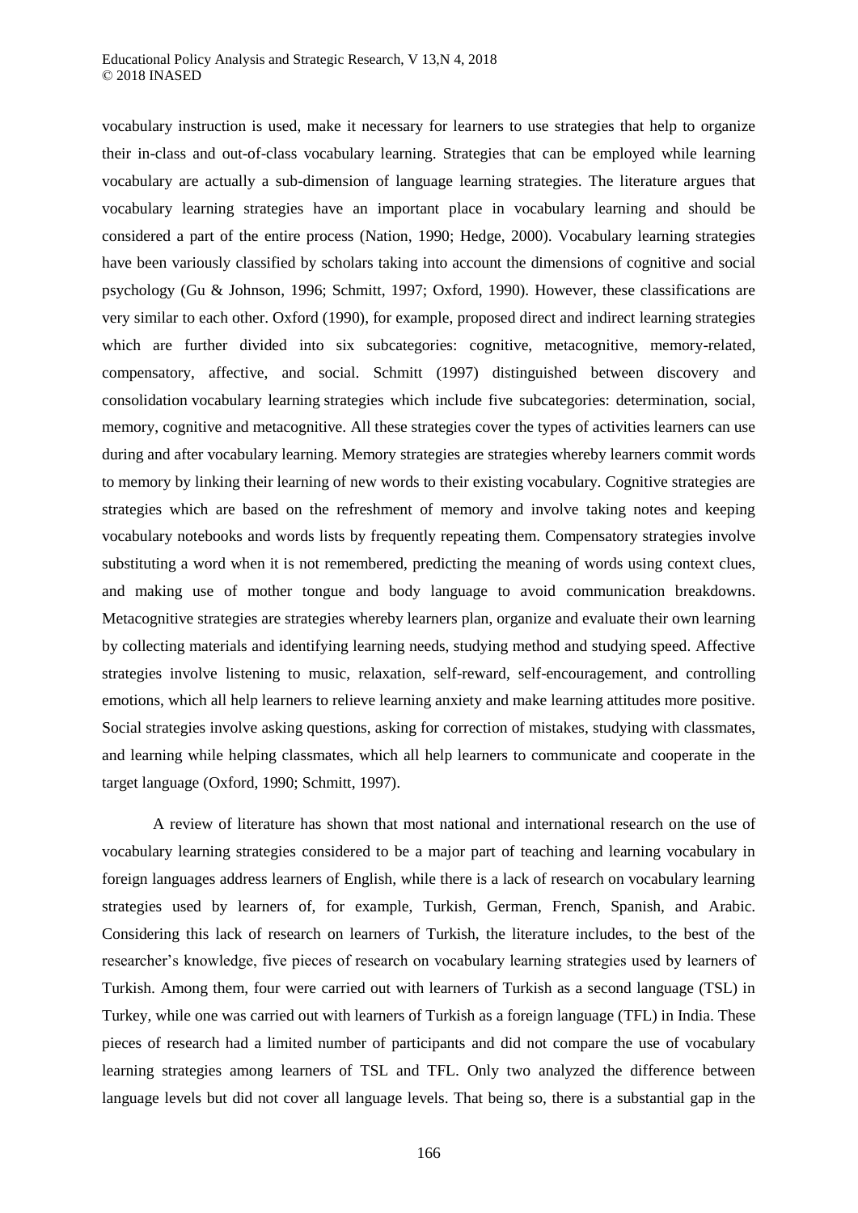vocabulary instruction is used, make it necessary for learners to use strategies that help to organize their in-class and out-of-class vocabulary learning. Strategies that can be employed while learning vocabulary are actually a sub-dimension of language learning strategies. The literature argues that vocabulary learning strategies have an important place in vocabulary learning and should be considered a part of the entire process (Nation, 1990; Hedge, 2000). Vocabulary learning strategies have been variously classified by scholars taking into account the dimensions of cognitive and social psychology (Gu & Johnson, 1996; Schmitt, 1997; Oxford, 1990). However, these classifications are very similar to each other. Oxford (1990), for example, proposed direct and indirect learning strategies which are further divided into six subcategories: cognitive, metacognitive, memory-related, compensatory, affective, and social. Schmitt (1997) distinguished between discovery and consolidation vocabulary learning strategies which include five subcategories: determination, social, memory, cognitive and metacognitive. All these strategies cover the types of activities learners can use during and after vocabulary learning. Memory strategies are strategies whereby learners commit words to memory by linking their learning of new words to their existing vocabulary. Cognitive strategies are strategies which are based on the refreshment of memory and involve taking notes and keeping vocabulary notebooks and words lists by frequently repeating them. Compensatory strategies involve substituting a word when it is not remembered, predicting the meaning of words using context clues, and making use of mother tongue and body language to avoid communication breakdowns. Metacognitive strategies are strategies whereby learners plan, organize and evaluate their own learning by collecting materials and identifying learning needs, studying method and studying speed. Affective strategies involve listening to music, relaxation, self-reward, self-encouragement, and controlling emotions, which all help learners to relieve learning anxiety and make learning attitudes more positive. Social strategies involve asking questions, asking for correction of mistakes, studying with classmates, and learning while helping classmates, which all help learners to communicate and cooperate in the target language (Oxford, 1990; Schmitt, 1997).

A review of literature has shown that most national and international research on the use of vocabulary learning strategies considered to be a major part of teaching and learning vocabulary in foreign languages address learners of English, while there is a lack of research on vocabulary learning strategies used by learners of, for example, Turkish, German, French, Spanish, and Arabic. Considering this lack of research on learners of Turkish, the literature includes, to the best of the researcher's knowledge, five pieces of research on vocabulary learning strategies used by learners of Turkish. Among them, four were carried out with learners of Turkish as a second language (TSL) in Turkey, while one was carried out with learners of Turkish as a foreign language (TFL) in India. These pieces of research had a limited number of participants and did not compare the use of vocabulary learning strategies among learners of TSL and TFL. Only two analyzed the difference between language levels but did not cover all language levels. That being so, there is a substantial gap in the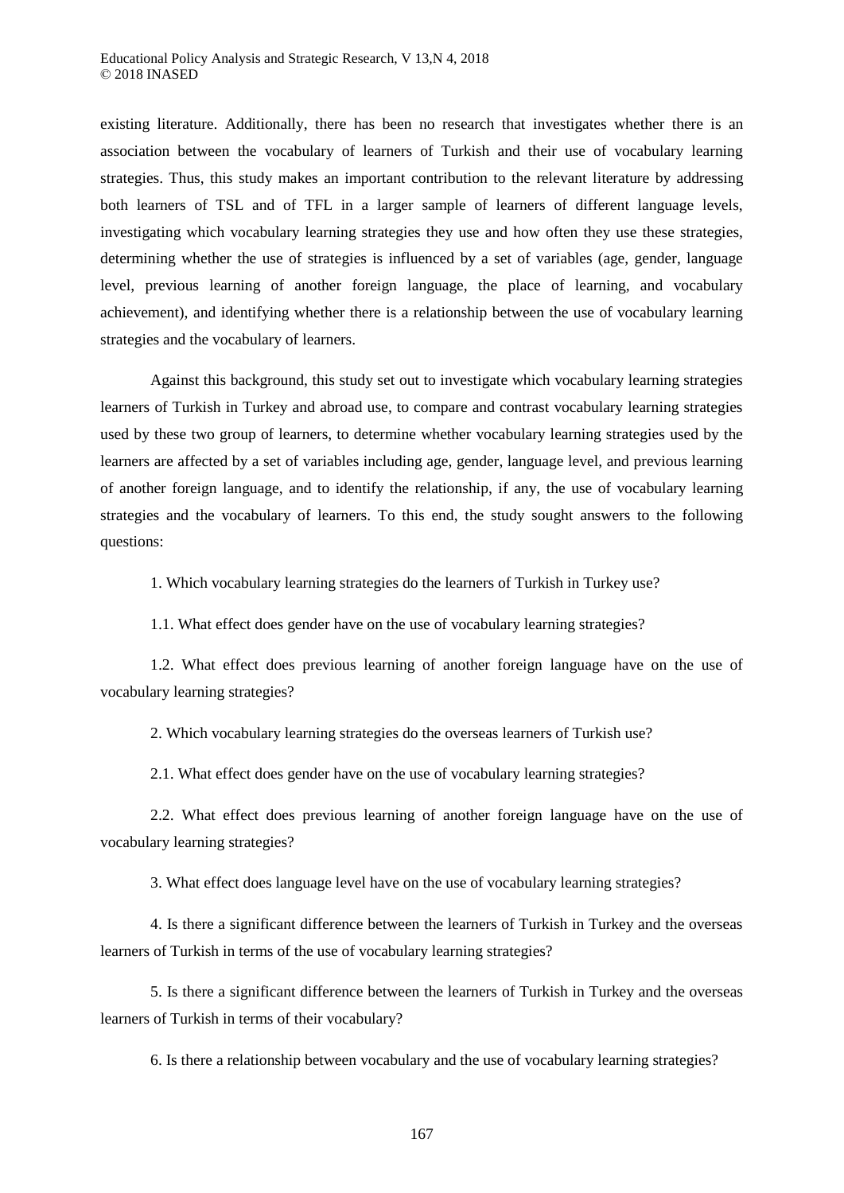existing literature. Additionally, there has been no research that investigates whether there is an association between the vocabulary of learners of Turkish and their use of vocabulary learning strategies. Thus, this study makes an important contribution to the relevant literature by addressing both learners of TSL and of TFL in a larger sample of learners of different language levels, investigating which vocabulary learning strategies they use and how often they use these strategies, determining whether the use of strategies is influenced by a set of variables (age, gender, language level, previous learning of another foreign language, the place of learning, and vocabulary achievement), and identifying whether there is a relationship between the use of vocabulary learning strategies and the vocabulary of learners.

Against this background, this study set out to investigate which vocabulary learning strategies learners of Turkish in Turkey and abroad use, to compare and contrast vocabulary learning strategies used by these two group of learners, to determine whether vocabulary learning strategies used by the learners are affected by a set of variables including age, gender, language level, and previous learning of another foreign language, and to identify the relationship, if any, the use of vocabulary learning strategies and the vocabulary of learners. To this end, the study sought answers to the following questions:

1. Which vocabulary learning strategies do the learners of Turkish in Turkey use?

1.1. What effect does gender have on the use of vocabulary learning strategies?

1.2. What effect does previous learning of another foreign language have on the use of vocabulary learning strategies?

2. Which vocabulary learning strategies do the overseas learners of Turkish use?

2.1. What effect does gender have on the use of vocabulary learning strategies?

2.2. What effect does previous learning of another foreign language have on the use of vocabulary learning strategies?

3. What effect does language level have on the use of vocabulary learning strategies?

4. Is there a significant difference between the learners of Turkish in Turkey and the overseas learners of Turkish in terms of the use of vocabulary learning strategies?

5. Is there a significant difference between the learners of Turkish in Turkey and the overseas learners of Turkish in terms of their vocabulary?

6. Is there a relationship between vocabulary and the use of vocabulary learning strategies?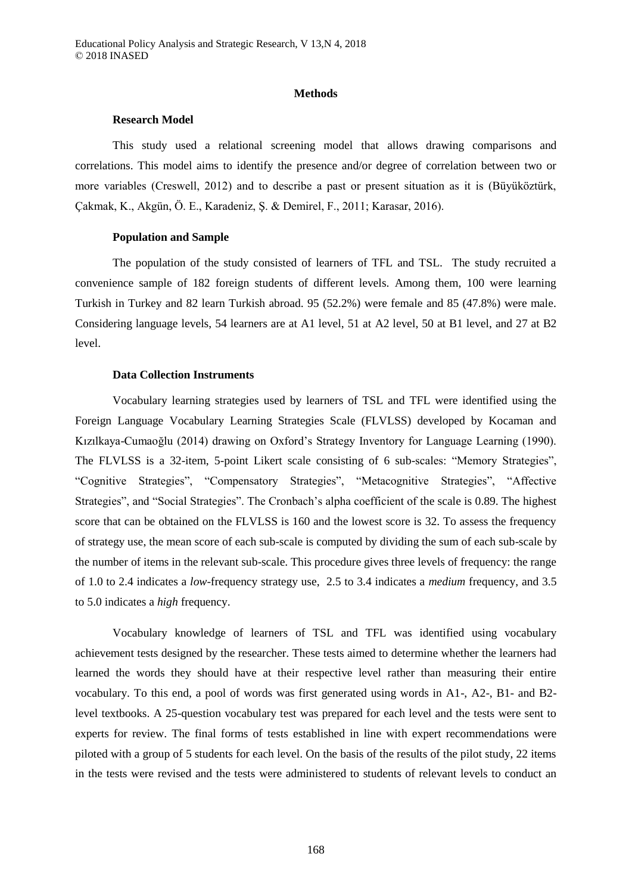## Methods

### Research Model

This study used a relational screening model that allows drawing comparisons and correlations. This model aims to identify the presence and/or degree of correlation between two or more variables (Creswell, 2012) and to describe a past or present situation as it is (Büyüköztürk, Çakmak, K., Akgün, Ö. E., Karadeniz, Ş. & Demirel, F., 2011; Karasar, 2016).

### Population and Sample

The population of the study consisted of learners of TFL and TSL. The study recruited a convenience sample of 182 foreign students of different levels. Among them, 100 were learning Turkish in Turkey and 82 learn Turkish abroad. 95 (52.2%) were female and 85 (47.8%) were male. Considering language levels, 54 learners are at A1 level, 51 at A2 level, 50 at B1 level, and 27 at B2 level.

### Data Collection Instruments

Vocabulary learning strategies used by learners of TSL and TFL were identified using the Foreign Language Vocabulary Learning Strategies Scale (FLVLSS) developed by Kocaman and Kızılkaya-Cumaoğlu (2014) drawing on Oxford's Strategy Inventory for Language Learning (1990). The FLVLSS is a 32-item, 5-point Likert scale consisting of 6 sub-scales: "Memory Strategies", "Cognitive Strategies", "Compensatory Strategies", "Metacognitive Strategies", "Affective Strategies", and "Social Strategies". The Cronbach's alpha coefficient of the scale is 0.89. The highest score that can be obtained on the FLVLSS is 160 and the lowest score is 32. To assess the frequency of strategy use, the mean score of each sub-scale is computed by dividing the sum of each sub-scale by the number of items in the relevant sub-scale. This procedure gives three levels of frequency: the range of 1.0 to 2.4 indicates a *low*-frequency strategy use, 2.5 to 3.4 indicates a *medium* frequency, and 3.5 to 5.0 indicates a *high* frequency.

Vocabulary knowledge of learners of TSL and TFL was identified using vocabulary achievement tests designed by the researcher. These tests aimed to determine whether the learners had learned the words they should have at their respective level rather than measuring their entire vocabulary. To this end, a pool of words was first generated using words in A1-, A2-, B1- and B2-level textbooks. A 25-question vocabulary test was prepared for each level and the tests were sent to experts for review. The final forms of tests established in line with expert recommendations were piloted with a group of 5 students for each level. On the basis of the results of the pilot study, 22 items in the tests were revised and the tests were administered to students of relevant levels to conduct an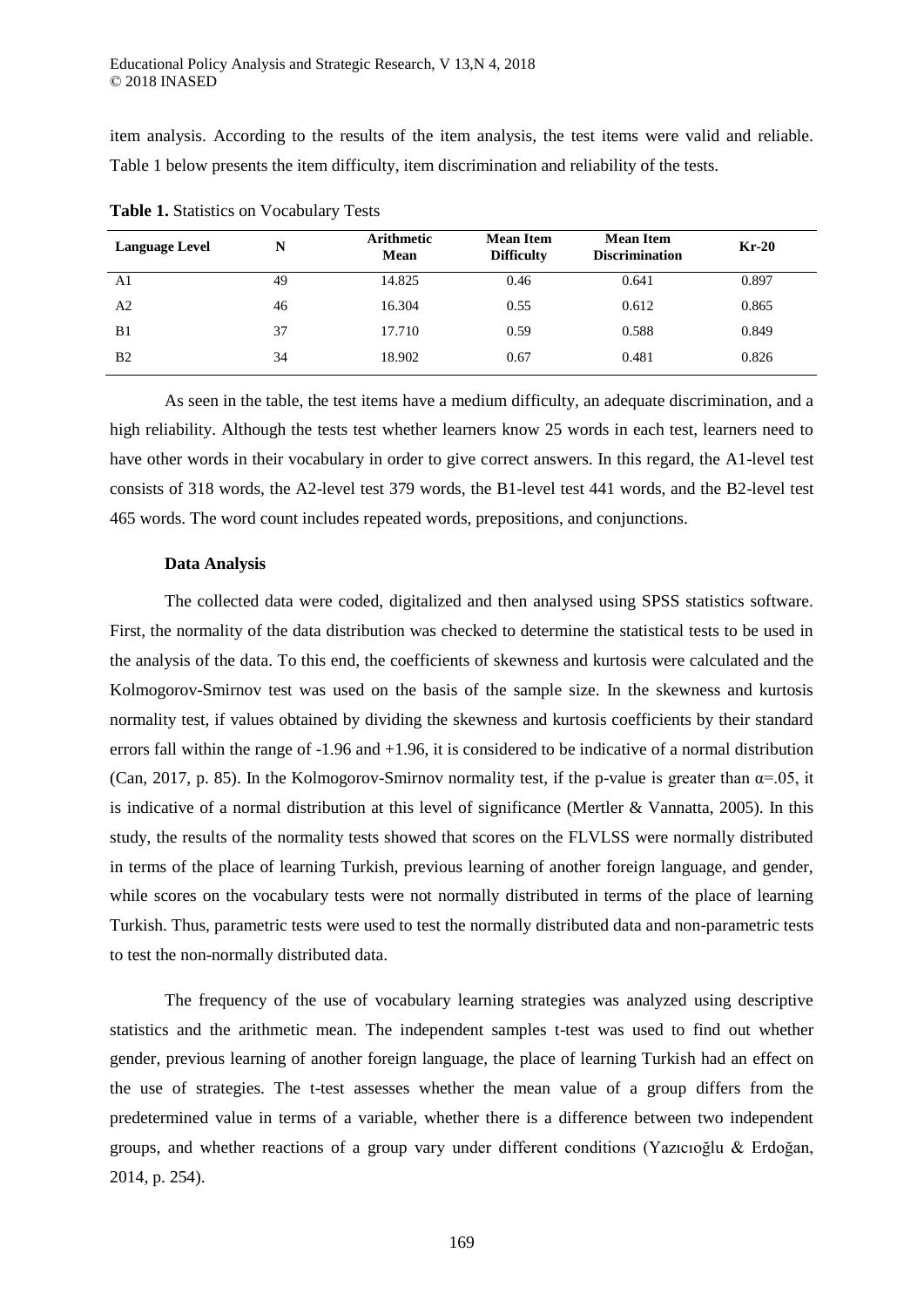item analysis. According to the results of the item analysis, the test items were valid and reliable. Table 1 below presents the item difficulty, item discrimination and reliability of the tests.

**Table 1.** Statistics on Vocabulary Tests

| Language Level | N | Arithmetic Mean | Mean Item Difficulty | Mean Item Discrimination | Kr-20 |
|---|---|---|---|---|---|
| A1 | 49 | 14.825 | 0.46 | 0.641 | 0.897 |
| A2 | 46 | 16.304 | 0.55 | 0.612 | 0.865 |
| B1 | 37 | 17.710 | 0.59 | 0.588 | 0.849 |
| B2 | 34 | 18.902 | 0.67 | 0.481 | 0.826 |

As seen in the table, the test items have a medium difficulty, an adequate discrimination, and a high reliability. Although the tests test whether learners know 25 words in each test, learners need to have other words in their vocabulary in order to give correct answers. In this regard, the A1-level test consists of 318 words, the A2-level test 379 words, the B1-level test 441 words, and the B2-level test 465 words. The word count includes repeated words, prepositions, and conjunctions.

**Data Analysis**

The collected data were coded, digitalized and then analysed using SPSS statistics software. First, the normality of the data distribution was checked to determine the statistical tests to be used in the analysis of the data. To this end, the coefficients of skewness and kurtosis were calculated and the Kolmogorov-Smirnov test was used on the basis of the sample size. In the skewness and kurtosis normality test, if values obtained by dividing the skewness and kurtosis coefficients by their standard errors fall within the range of -1.96 and +1.96, it is considered to be indicative of a normal distribution (Can, 2017, p. 85). In the Kolmogorov-Smirnov normality test, if the p-value is greater than $\alpha$=.05, it is indicative of a normal distribution at this level of significance (Mertler & Vannatta, 2005). In this study, the results of the normality tests showed that scores on the FLVLSS were normally distributed in terms of the place of learning Turkish, previous learning of another foreign language, and gender, while scores on the vocabulary tests were not normally distributed in terms of the place of learning Turkish. Thus, parametric tests were used to test the normally distributed data and non-parametric tests to test the non-normally distributed data.

The frequency of the use of vocabulary learning strategies was analyzed using descriptive statistics and the arithmetic mean. The independent samples t-test was used to find out whether gender, previous learning of another foreign language, the place of learning Turkish had an effect on the use of strategies. The t-test assesses whether the mean value of a group differs from the predetermined value in terms of a variable, whether there is a difference between two independent groups, and whether reactions of a group vary under different conditions (Yazıcıoğlu & Erdoğan, 2014, p. 254).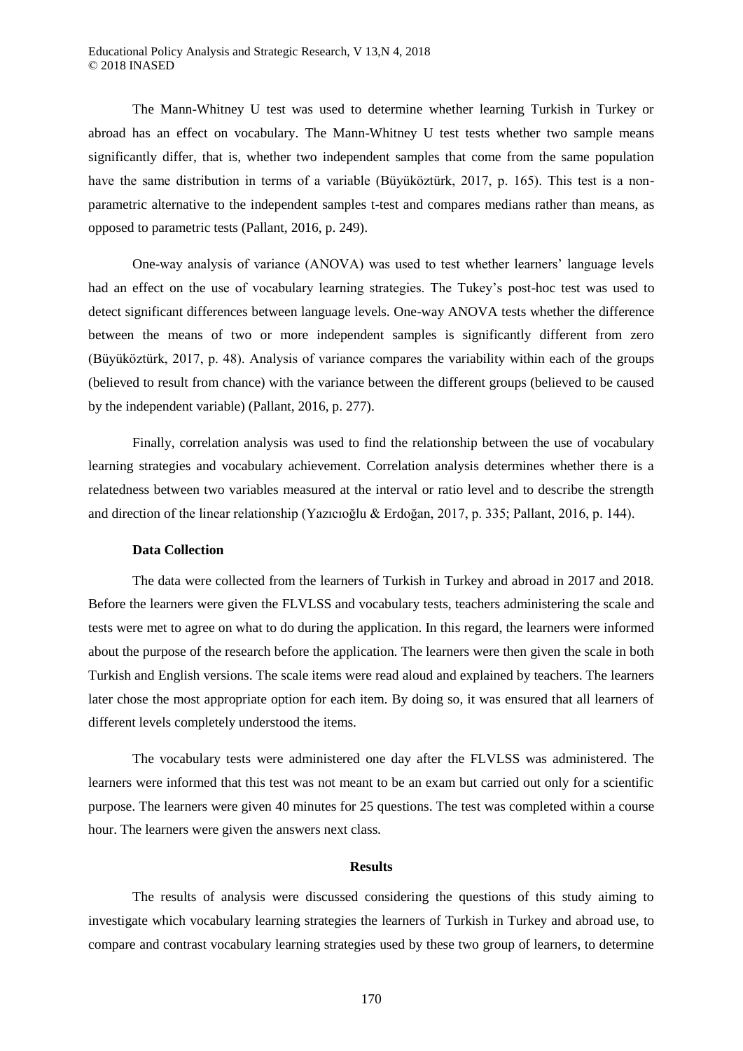The Mann-Whitney U test was used to determine whether learning Turkish in Turkey or abroad has an effect on vocabulary. The Mann-Whitney U test tests whether two sample means significantly differ, that is, whether two independent samples that come from the same population have the same distribution in terms of a variable (Büyüköztürk, 2017, p. 165). This test is a non-parametric alternative to the independent samples t-test and compares medians rather than means, as opposed to parametric tests (Pallant, 2016, p. 249).

One-way analysis of variance (ANOVA) was used to test whether learners' language levels had an effect on the use of vocabulary learning strategies. The Tukey's post-hoc test was used to detect significant differences between language levels. One-way ANOVA tests whether the difference between the means of two or more independent samples is significantly different from zero (Büyüköztürk, 2017, p. 48). Analysis of variance compares the variability within each of the groups (believed to result from chance) with the variance between the different groups (believed to be caused by the independent variable) (Pallant, 2016, p. 277).

Finally, correlation analysis was used to find the relationship between the use of vocabulary learning strategies and vocabulary achievement. Correlation analysis determines whether there is a relatedness between two variables measured at the interval or ratio level and to describe the strength and direction of the linear relationship (Yazıcıoğlu & Erdoğan, 2017, p. 335; Pallant, 2016, p. 144).

### Data Collection

The data were collected from the learners of Turkish in Turkey and abroad in 2017 and 2018. Before the learners were given the FLVLSS and vocabulary tests, teachers administering the scale and tests were met to agree on what to do during the application. In this regard, the learners were informed about the purpose of the research before the application. The learners were then given the scale in both Turkish and English versions. The scale items were read aloud and explained by teachers. The learners later chose the most appropriate option for each item. By doing so, it was ensured that all learners of different levels completely understood the items.

The vocabulary tests were administered one day after the FLVLSS was administered. The learners were informed that this test was not meant to be an exam but carried out only for a scientific purpose. The learners were given 40 minutes for 25 questions. The test was completed within a course hour. The learners were given the answers next class.

## Results

The results of analysis were discussed considering the questions of this study aiming to investigate which vocabulary learning strategies the learners of Turkish in Turkey and abroad use, to compare and contrast vocabulary learning strategies used by these two group of learners, to determine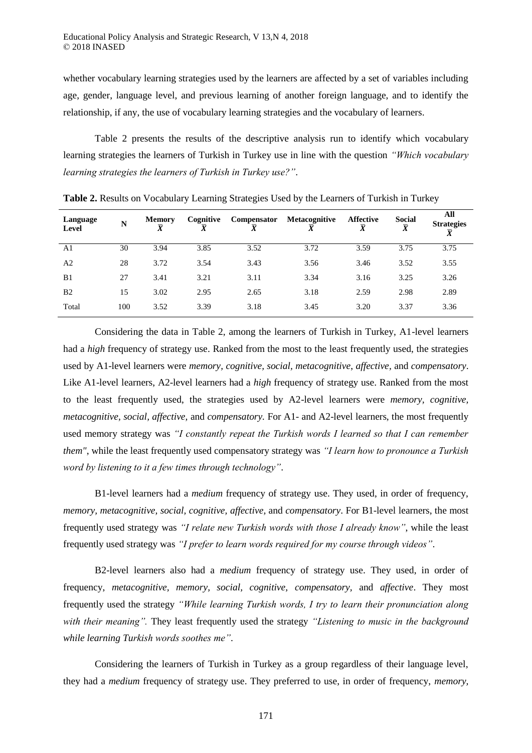whether vocabulary learning strategies used by the learners are affected by a set of variables including age, gender, language level, and previous learning of another foreign language, and to identify the relationship, if any, the use of vocabulary learning strategies and the vocabulary of learners.

Table 2 presents the results of the descriptive analysis run to identify which vocabulary learning strategies the learners of Turkish in Turkey use in line with the question *"Which vocabulary learning strategies the learners of Turkish in Turkey use?"*.

**Table 2.** Results on Vocabulary Learning Strategies Used by the Learners of Turkish in Turkey

| Language Level | N | Memory $\bar{X}$ | Cognitive $\bar{X}$ | Compensator $\bar{X}$ | Metacognitive $\bar{X}$ | Affective $\bar{X}$ | Social $\bar{X}$ | All Strategies $\bar{X}$ |
|---|---|---|---|---|---|---|---|---|
| A1 | 30 | 3.94 | 3.85 | 3.52 | 3.72 | 3.59 | 3.75 | 3.75 |
| A2 | 28 | 3.72 | 3.54 | 3.43 | 3.56 | 3.46 | 3.52 | 3.55 |
| B1 | 27 | 3.41 | 3.21 | 3.11 | 3.34 | 3.16 | 3.25 | 3.26 |
| B2 | 15 | 3.02 | 2.95 | 2.65 | 3.18 | 2.59 | 2.98 | 2.89 |
| Total | 100 | 3.52 | 3.39 | 3.18 | 3.45 | 3.20 | 3.37 | 3.36 |

Considering the data in Table 2, among the learners of Turkish in Turkey, A1-level learners had a *high* frequency of strategy use. Ranked from the most to the least frequently used, the strategies used by A1-level learners were *memory, cognitive, social, metacognitive, affective*, and *compensatory*. Like A1-level learners, A2-level learners had a *high* frequency of strategy use. Ranked from the most to the least frequently used, the strategies used by A2-level learners were *memory, cognitive, metacognitive, social, affective,* and *compensatory.* For A1- and A2-level learners, the most frequently used memory strategy was *"I constantly repeat the Turkish words I learned so that I can remember them"*, while the least frequently used compensatory strategy was *"I learn how to pronounce a Turkish word by listening to it a few times through technology"*.

B1-level learners had a *medium* frequency of strategy use. They used, in order of frequency, *memory, metacognitive, social, cognitive, affective,* and *compensatory*. For B1-level learners, the most frequently used strategy was *"I relate new Turkish words with those I already know"*, while the least frequently used strategy was *"I prefer to learn words required for my course through videos"*.

B2-level learners also had a *medium* frequency of strategy use. They used, in order of frequency, *metacognitive, memory, social, cognitive, compensatory,* and *affective*. They most frequently used the strategy *"While learning Turkish words, I try to learn their pronunciation along with their meaning".* They least frequently used the strategy *"Listening to music in the background while learning Turkish words soothes me"*.

Considering the learners of Turkish in Turkey as a group regardless of their language level, they had a *medium* frequency of strategy use. They preferred to use, in order of frequency, *memory,*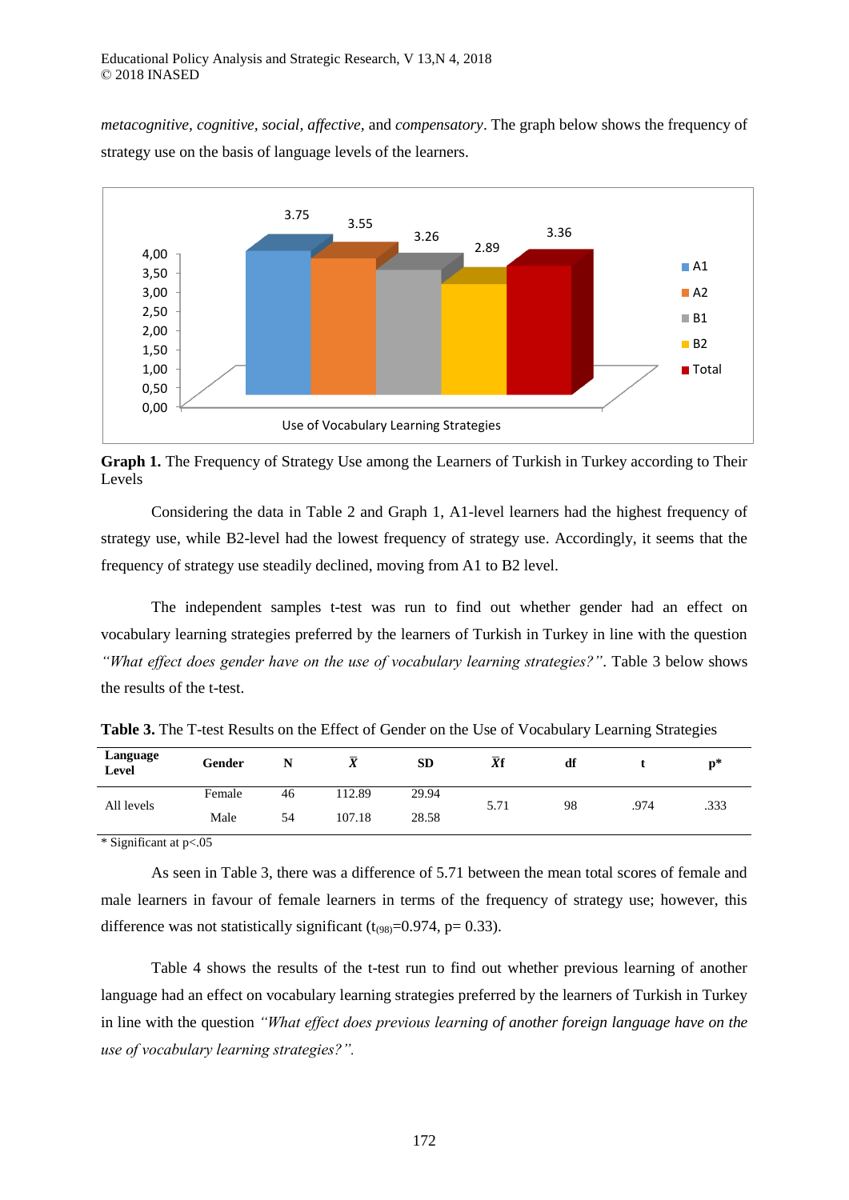*metacognitive*, *cognitive*, *social*, *affective*, and *compensatory*. The graph below shows the frequency of strategy use on the basis of language levels of the learners.

**Graph 1.** The Frequency of Strategy Use among the Learners of Turkish in Turkey according to Their Levels

Considering the data in Table 2 and Graph 1, A1-level learners had the highest frequency of strategy use, while B2-level had the lowest frequency of strategy use. Accordingly, it seems that the frequency of strategy use steadily declined, moving from A1 to B2 level.

The independent samples t-test was run to find out whether gender had an effect on vocabulary learning strategies preferred by the learners of Turkish in Turkey in line with the question *"What effect does gender have on the use of vocabulary learning strategies?"*. Table 3 below shows the results of the t-test.

**Table 3.** The T-test Results on the Effect of Gender on the Use of Vocabulary Learning Strategies

| Language Level | Gender | N | $\bar{X}$ | SD | $\bar{X}$f | df | t | p* |
|---|---|---|---|---|---|---|---|---|
| All levels | Female | 46 | 112.89 | 29.94 | 5.71 | 98 | .974 | .333 |
| | Male | 54 | 107.18 | 28.58 | | | | |

\* Significant at p<.05

As seen in Table 3, there was a difference of 5.71 between the mean total scores of female and male learners in favour of female learners in terms of the frequency of strategy use; however, this difference was not statistically significant ($t_{(98)}$=0.974, p= 0.33).

Table 4 shows the results of the t-test run to find out whether previous learning of another language had an effect on vocabulary learning strategies preferred by the learners of Turkish in Turkey in line with the question *"What effect does previous learning of another foreign language have on the use of vocabulary learning strategies?"*.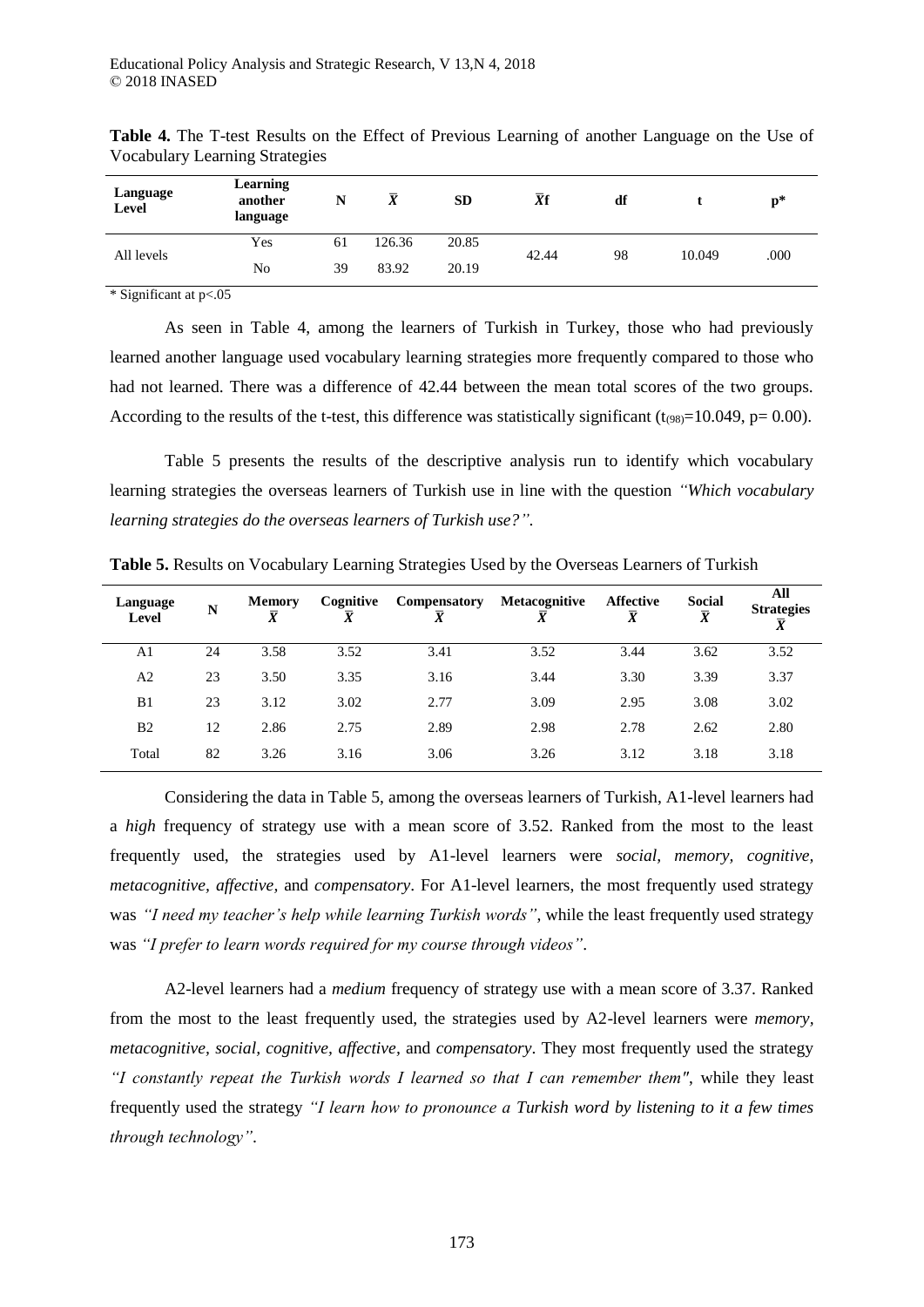**Table 4.** The T-test Results on the Effect of Previous Learning of another Language on the Use of Vocabulary Learning Strategies

| Language Level | Learning another language | N | $\bar{X}$ | SD | $\bar{X}$f | df | t | p* |
|---|---|---|---|---|---|---|---|---|
| All levels | Yes | 61 | 126.36 | 20.85 | 42.44 | 98 | 10.049 | .000 |
| | No | 39 | 83.92 | 20.19 | | | | |

* Significant at p<.05

As seen in Table 4, among the learners of Turkish in Turkey, those who had previously learned another language used vocabulary learning strategies more frequently compared to those who had not learned. There was a difference of 42.44 between the mean total scores of the two groups. According to the results of the t-test, this difference was statistically significant ($t_{(98)}$=10.049, p= 0.00).

Table 5 presents the results of the descriptive analysis run to identify which vocabulary learning strategies the overseas learners of Turkish use in line with the question *"Which vocabulary learning strategies do the overseas learners of Turkish use?"*.

**Table 5.** Results on Vocabulary Learning Strategies Used by the Overseas Learners of Turkish

| Language Level | N | Memory $\bar{X}$ | Cognitive $\bar{X}$ | Compensatory $\bar{X}$ | Metacognitive $\bar{X}$ | Affective $\bar{X}$ | Social $\bar{X}$ | All Strategies $\bar{X}$ |
|---|---|---|---|---|---|---|---|---|
| A1 | 24 | 3.58 | 3.52 | 3.41 | 3.52 | 3.44 | 3.62 | 3.52 |
| A2 | 23 | 3.50 | 3.35 | 3.16 | 3.44 | 3.30 | 3.39 | 3.37 |
| B1 | 23 | 3.12 | 3.02 | 2.77 | 3.09 | 2.95 | 3.08 | 3.02 |
| B2 | 12 | 2.86 | 2.75 | 2.89 | 2.98 | 2.78 | 2.62 | 2.80 |
| Total | 82 | 3.26 | 3.16 | 3.06 | 3.26 | 3.12 | 3.18 | 3.18 |

Considering the data in Table 5, among the overseas learners of Turkish, A1-level learners had a *high* frequency of strategy use with a mean score of 3.52. Ranked from the most to the least frequently used, the strategies used by A1-level learners were *social, memory, cognitive, metacognitive, affective,* and *compensatory*. For A1-level learners, the most frequently used strategy was *"I need my teacher's help while learning Turkish words"*, while the least frequently used strategy was *"I prefer to learn words required for my course through videos"*.

A2-level learners had a *medium* frequency of strategy use with a mean score of 3.37. Ranked from the most to the least frequently used, the strategies used by A2-level learners were *memory, metacognitive, social, cognitive, affective,* and *compensatory*. They most frequently used the strategy *"I constantly repeat the Turkish words I learned so that I can remember them"*, while they least frequently used the strategy *"I learn how to pronounce a Turkish word by listening to it a few times through technology"*.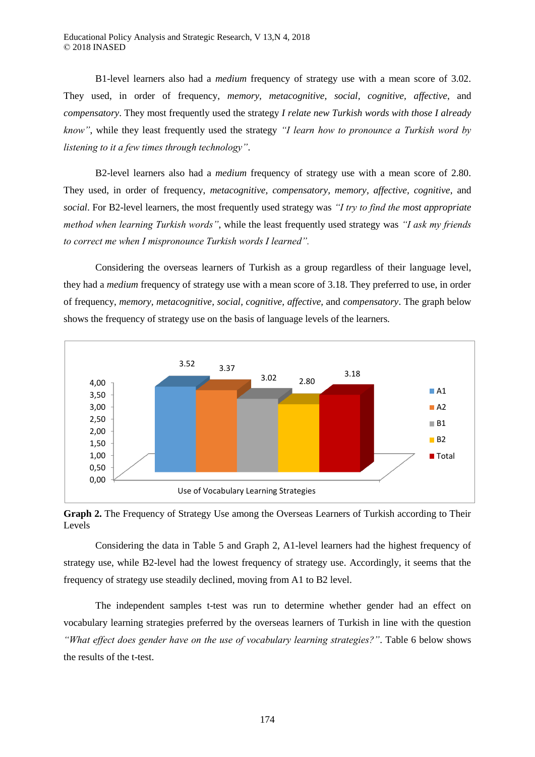B1-level learners also had a *medium* frequency of strategy use with a mean score of 3.02. They used, in order of frequency, *memory, metacognitive, social, cognitive, affective*, and *compensatory*. They most frequently used the strategy *I relate new Turkish words with those I already know"*, while they least frequently used the strategy *"I learn how to pronounce a Turkish word by listening to it a few times through technology"*.

B2-level learners also had a *medium* frequency of strategy use with a mean score of 2.80. They used, in order of frequency, *metacognitive, compensatory, memory, affective, cognitive*, and *social*. For B2-level learners, the most frequently used strategy was *"I try to find the most appropriate method when learning Turkish words"*, while the least frequently used strategy was *"I ask my friends to correct me when I mispronounce Turkish words I learned"*.

Considering the overseas learners of Turkish as a group regardless of their language level, they had a *medium* frequency of strategy use with a mean score of 3.18. They preferred to use, in order of frequency, *memory, metacognitive, social, cognitive, affective*, and *compensatory*. The graph below shows the frequency of strategy use on the basis of language levels of the learners.

**Graph 2.** The Frequency of Strategy Use among the Overseas Learners of Turkish according to Their Levels

Considering the data in Table 5 and Graph 2, A1-level learners had the highest frequency of strategy use, while B2-level had the lowest frequency of strategy use. Accordingly, it seems that the frequency of strategy use steadily declined, moving from A1 to B2 level.

The independent samples t-test was run to determine whether gender had an effect on vocabulary learning strategies preferred by the overseas learners of Turkish in line with the question *"What effect does gender have on the use of vocabulary learning strategies?"*. Table 6 below shows the results of the t-test.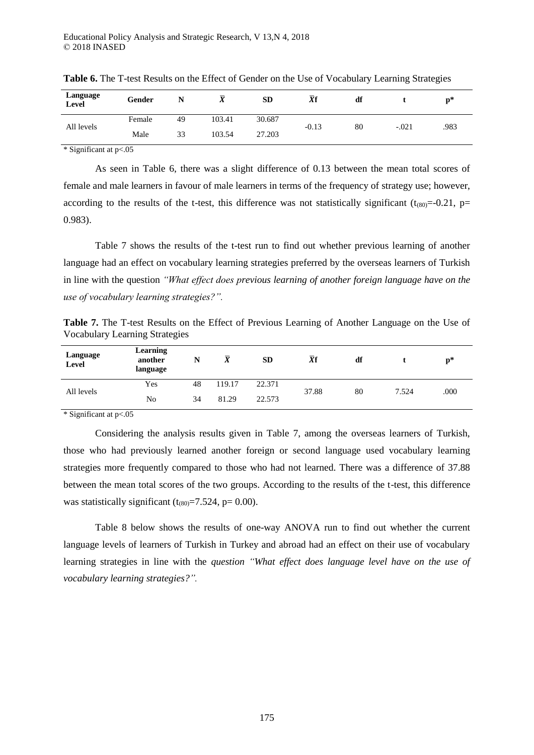**Table 6.** The T-test Results on the Effect of Gender on the Use of Vocabulary Learning Strategies

| Language Level | Gender | N | $\bar{X}$ | SD | $\bar{X}$f | df | t | p* |
|---|---|---|---|---|---|---|---|---|
| All levels | Female | 49 | 103.41 | 30.687 | -0.13 | 80 | -.021 | .983 |
| | Male | 33 | 103.54 | 27.203 | | | | |

\* Significant at p<.05

As seen in Table 6, there was a slight difference of 0.13 between the mean total scores of female and male learners in favour of male learners in terms of the frequency of strategy use; however, according to the results of the t-test, this difference was not statistically significant ($t_{(80)}$=-0.21, p= 0.983).

Table 7 shows the results of the t-test run to find out whether previous learning of another language had an effect on vocabulary learning strategies preferred by the overseas learners of Turkish in line with the question *"What effect does previous learning of another foreign language have on the use of vocabulary learning strategies?".*

**Table 7.** The T-test Results on the Effect of Previous Learning of Another Language on the Use of Vocabulary Learning Strategies

| Language Level | Learning another language | N | $\bar{X}$ | SD | $\bar{X}$f | df | t | p* |
|---|---|---|---|---|---|---|---|---|
| All levels | Yes | 48 | 119.17 | 22.371 | 37.88 | 80 | 7.524 | .000 |
| | No | 34 | 81.29 | 22.573 | | | | |

\* Significant at p<.05

Considering the analysis results given in Table 7, among the overseas learners of Turkish, those who had previously learned another foreign or second language used vocabulary learning strategies more frequently compared to those who had not learned. There was a difference of 37.88 between the mean total scores of the two groups. According to the results of the t-test, this difference was statistically significant ($t_{(80)}$=7.524, p= 0.00).

Table 8 below shows the results of one-way ANOVA run to find out whether the current language levels of learners of Turkish in Turkey and abroad had an effect on their use of vocabulary learning strategies in line with the *question "What effect does language level have on the use of vocabulary learning strategies?".*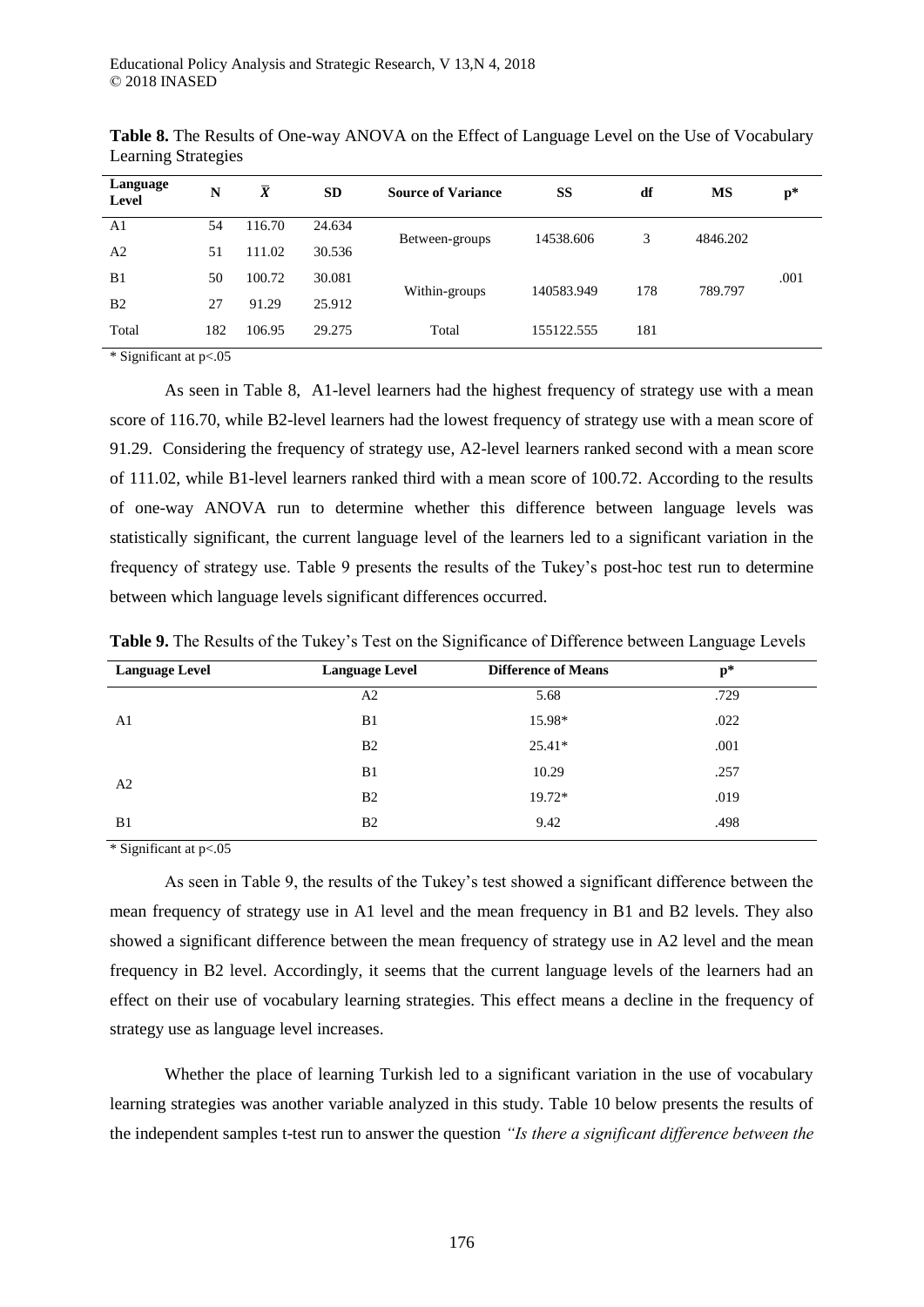**Table 8.** The Results of One-way ANOVA on the Effect of Language Level on the Use of Vocabulary Learning Strategies

| Language Level | N | $\bar{X}$ | SD | Source of Variance | SS | df | MS | p* |
|---|---|---|---|---|---|---|---|---|
| A1 | 54 | 116.70 | 24.634 | Between-groups | 14538.606 | 3 | 4846.202 | .001 |
| A2 | 51 | 111.02 | 30.536 | | | | | |
| B1 | 50 | 100.72 | 30.081 | Within-groups | 140583.949 | 178 | 789.797 | |
| B2 | 27 | 91.29 | 25.912 | | | | | |
| Total | 182 | 106.95 | 29.275 | Total | 155122.555 | 181 | | |

\* Significant at p<.05

As seen in Table 8, A1-level learners had the highest frequency of strategy use with a mean score of 116.70, while B2-level learners had the lowest frequency of strategy use with a mean score of 91.29. Considering the frequency of strategy use, A2-level learners ranked second with a mean score of 111.02, while B1-level learners ranked third with a mean score of 100.72. According to the results of one-way ANOVA run to determine whether this difference between language levels was statistically significant, the current language level of the learners led to a significant variation in the frequency of strategy use. Table 9 presents the results of the Tukey's post-hoc test run to determine between which language levels significant differences occurred.

**Table 9.** The Results of the Tukey's Test on the Significance of Difference between Language Levels

| Language Level | Language Level | Difference of Means | p* |
|---|---|---|---|
| A1 | A2 | 5.68 | .729 |
| | B1 | 15.98* | .022 |
| | B2 | 25.41* | .001 |
| A2 | B1 | 10.29 | .257 |
| | B2 | 19.72* | .019 |
| B1 | B2 | 9.42 | .498 |

\* Significant at p<.05

As seen in Table 9, the results of the Tukey's test showed a significant difference between the mean frequency of strategy use in A1 level and the mean frequency in B1 and B2 levels. They also showed a significant difference between the mean frequency of strategy use in A2 level and the mean frequency in B2 level. Accordingly, it seems that the current language levels of the learners had an effect on their use of vocabulary learning strategies. This effect means a decline in the frequency of strategy use as language level increases.

Whether the place of learning Turkish led to a significant variation in the use of vocabulary learning strategies was another variable analyzed in this study. Table 10 below presents the results of the independent samples t-test run to answer the question *"Is there a significant difference between the*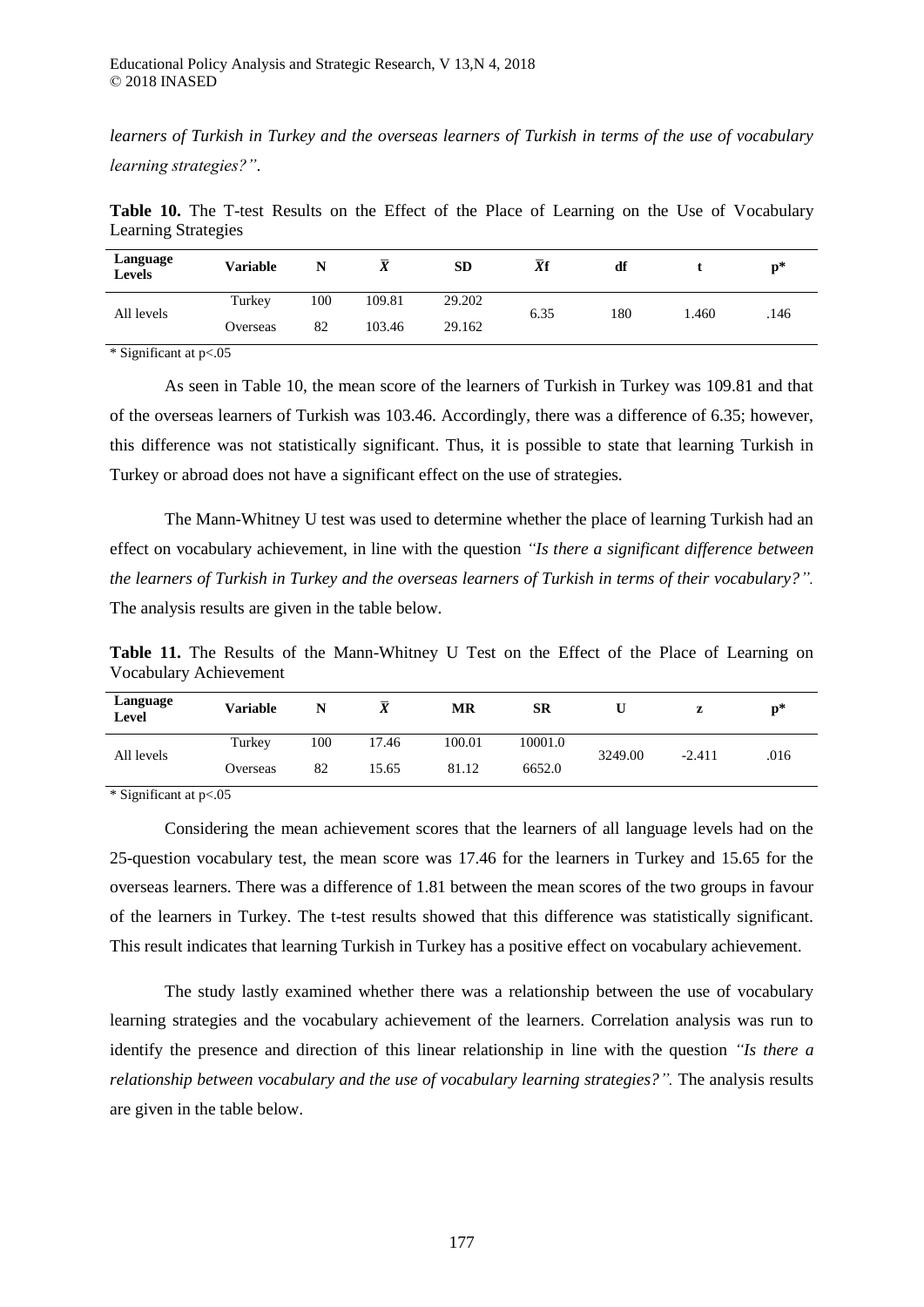*learners of Turkish in Turkey and the overseas learners of Turkish in terms of the use of vocabulary learning strategies?"*.

**Table 10.** The T-test Results on the Effect of the Place of Learning on the Use of Vocabulary Learning Strategies

| Language Levels | Variable | N | $\bar{X}$ | SD | $\bar{X}$f | df | t | p* |
|---|---|---|---|---|---|---|---|---|
| All levels | Turkey | 100 | 109.81 | 29.202 | 6.35 | 180 | 1.460 | .146 |
| | Overseas | 82 | 103.46 | 29.162 | | | | |

\* Significant at p<.05

As seen in Table 10, the mean score of the learners of Turkish in Turkey was 109.81 and that of the overseas learners of Turkish was 103.46. Accordingly, there was a difference of 6.35; however, this difference was not statistically significant. Thus, it is possible to state that learning Turkish in Turkey or abroad does not have a significant effect on the use of strategies.

The Mann-Whitney U test was used to determine whether the place of learning Turkish had an effect on vocabulary achievement, in line with the question *"Is there a significant difference between the learners of Turkish in Turkey and the overseas learners of Turkish in terms of their vocabulary?".* The analysis results are given in the table below.

**Table 11.** The Results of the Mann-Whitney U Test on the Effect of the Place of Learning on Vocabulary Achievement

| Language Level | Variable | N | $\bar{X}$ | MR | SR | U | z | p* |
|---|---|---|---|---|---|---|---|---|
| All levels | Turkey | 100 | 17.46 | 100.01 | 10001.0 | 3249.00 | -2.411 | .016 |
| | Overseas | 82 | 15.65 | 81.12 | 6652.0 | | | |

\* Significant at p<.05

Considering the mean achievement scores that the learners of all language levels had on the 25-question vocabulary test, the mean score was 17.46 for the learners in Turkey and 15.65 for the overseas learners. There was a difference of 1.81 between the mean scores of the two groups in favour of the learners in Turkey. The t-test results showed that this difference was statistically significant. This result indicates that learning Turkish in Turkey has a positive effect on vocabulary achievement.

The study lastly examined whether there was a relationship between the use of vocabulary learning strategies and the vocabulary achievement of the learners. Correlation analysis was run to identify the presence and direction of this linear relationship in line with the question *"Is there a relationship between vocabulary and the use of vocabulary learning strategies?".* The analysis results are given in the table below.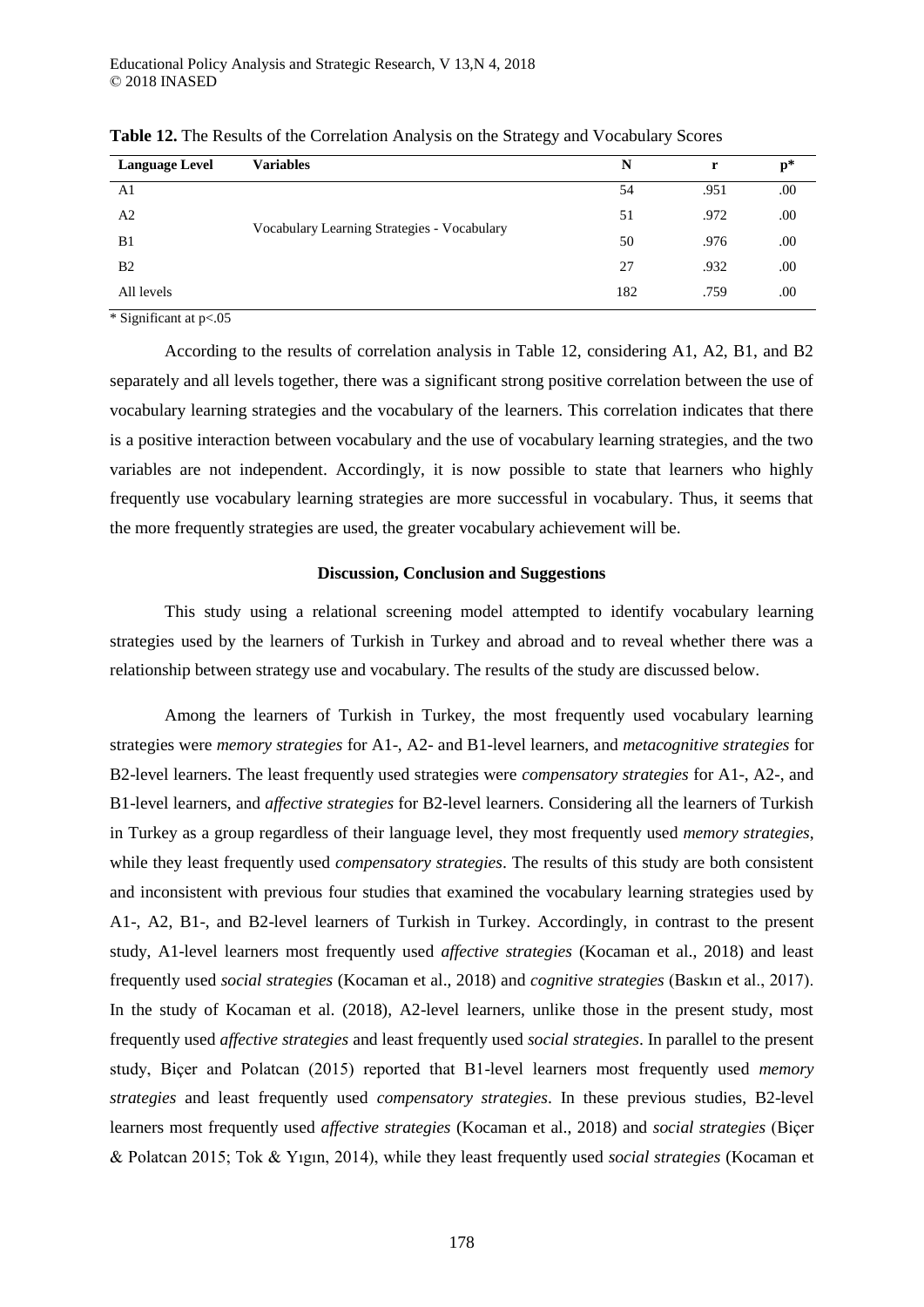**Table 12.** The Results of the Correlation Analysis on the Strategy and Vocabulary Scores

| Language Level | Variables | N | r | p* |
|---|---|---|---|---|
| A1 | Vocabulary Learning Strategies - Vocabulary | 54 | .951 | .00 |
| A2 | | 51 | .972 | .00 |
| B1 | | 50 | .976 | .00 |
| B2 | | 27 | .932 | .00 |
| All levels | | 182 | .759 | .00 |

\* Significant at $p<.05$

According to the results of correlation analysis in Table 12, considering A1, A2, B1, and B2 separately and all levels together, there was a significant strong positive correlation between the use of vocabulary learning strategies and the vocabulary of the learners. This correlation indicates that there is a positive interaction between vocabulary and the use of vocabulary learning strategies, and the two variables are not independent. Accordingly, it is now possible to state that learners who highly frequently use vocabulary learning strategies are more successful in vocabulary. Thus, it seems that the more frequently strategies are used, the greater vocabulary achievement will be.

## Discussion, Conclusion and Suggestions

This study using a relational screening model attempted to identify vocabulary learning strategies used by the learners of Turkish in Turkey and abroad and to reveal whether there was a relationship between strategy use and vocabulary. The results of the study are discussed below.

Among the learners of Turkish in Turkey, the most frequently used vocabulary learning strategies were *memory strategies* for A1-, A2- and B1-level learners, and *metacognitive strategies* for B2-level learners. The least frequently used strategies were *compensatory strategies* for A1-, A2-, and B1-level learners, and *affective strategies* for B2-level learners. Considering all the learners of Turkish in Turkey as a group regardless of their language level, they most frequently used *memory strategies*, while they least frequently used *compensatory strategies*. The results of this study are both consistent and inconsistent with previous four studies that examined the vocabulary learning strategies used by A1-, A2, B1-, and B2-level learners of Turkish in Turkey. Accordingly, in contrast to the present study, A1-level learners most frequently used *affective strategies* (Kocaman et al., 2018) and least frequently used *social strategies* (Kocaman et al., 2018) and *cognitive strategies* (Baskın et al., 2017). In the study of Kocaman et al. (2018), A2-level learners, unlike those in the present study, most frequently used *affective strategies* and least frequently used *social strategies*. In parallel to the present study, Biçer and Polatcan (2015) reported that B1-level learners most frequently used *memory strategies* and least frequently used *compensatory strategies*. In these previous studies, B2-level learners most frequently used *affective strategies* (Kocaman et al., 2018) and *social strategies* (Biçer & Polatcan 2015; Tok & Yıgın, 2014), while they least frequently used *social strategies* (Kocaman et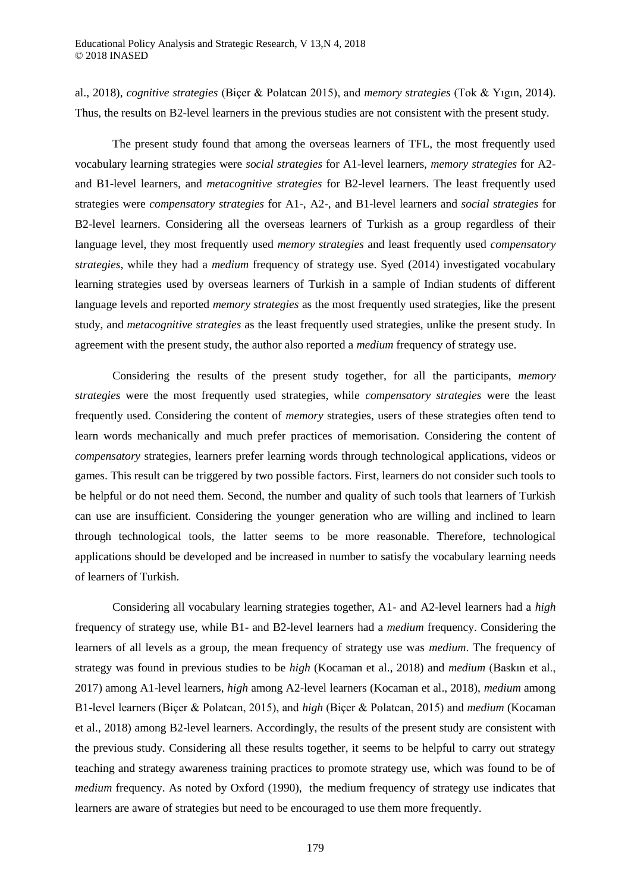al., 2018), *cognitive strategies* (Biçer & Polatcan 2015), and *memory strategies* (Tok & Yıgın, 2014). Thus, the results on B2-level learners in the previous studies are not consistent with the present study.

The present study found that among the overseas learners of TFL, the most frequently used vocabulary learning strategies were *social strategies* for A1-level learners, *memory strategies* for A2- and B1-level learners, and *metacognitive strategies* for B2-level learners. The least frequently used strategies were *compensatory strategies* for A1-, A2-, and B1-level learners and *social strategies* for B2-level learners. Considering all the overseas learners of Turkish as a group regardless of their language level, they most frequently used *memory strategies* and least frequently used *compensatory strategies*, while they had a *medium* frequency of strategy use. Syed (2014) investigated vocabulary learning strategies used by overseas learners of Turkish in a sample of Indian students of different language levels and reported *memory strategies* as the most frequently used strategies, like the present study, and *metacognitive strategies* as the least frequently used strategies, unlike the present study. In agreement with the present study, the author also reported a *medium* frequency of strategy use.

Considering the results of the present study together, for all the participants, *memory strategies* were the most frequently used strategies, while *compensatory strategies* were the least frequently used. Considering the content of *memory* strategies, users of these strategies often tend to learn words mechanically and much prefer practices of memorisation. Considering the content of *compensatory* strategies, learners prefer learning words through technological applications, videos or games. This result can be triggered by two possible factors. First, learners do not consider such tools to be helpful or do not need them. Second, the number and quality of such tools that learners of Turkish can use are insufficient. Considering the younger generation who are willing and inclined to learn through technological tools, the latter seems to be more reasonable. Therefore, technological applications should be developed and be increased in number to satisfy the vocabulary learning needs of learners of Turkish.

Considering all vocabulary learning strategies together, A1- and A2-level learners had a *high* frequency of strategy use, while B1- and B2-level learners had a *medium* frequency. Considering the learners of all levels as a group, the mean frequency of strategy use was *medium*. The frequency of strategy was found in previous studies to be *high* (Kocaman et al., 2018) and *medium* (Baskın et al., 2017) among A1-level learners, *high* among A2-level learners (Kocaman et al., 2018), *medium* among B1-level learners (Biçer & Polatcan, 2015), and *high* (Biçer & Polatcan, 2015) and *medium* (Kocaman et al., 2018) among B2-level learners. Accordingly, the results of the present study are consistent with the previous study. Considering all these results together, it seems to be helpful to carry out strategy teaching and strategy awareness training practices to promote strategy use, which was found to be of *medium* frequency. As noted by Oxford (1990), the medium frequency of strategy use indicates that learners are aware of strategies but need to be encouraged to use them more frequently.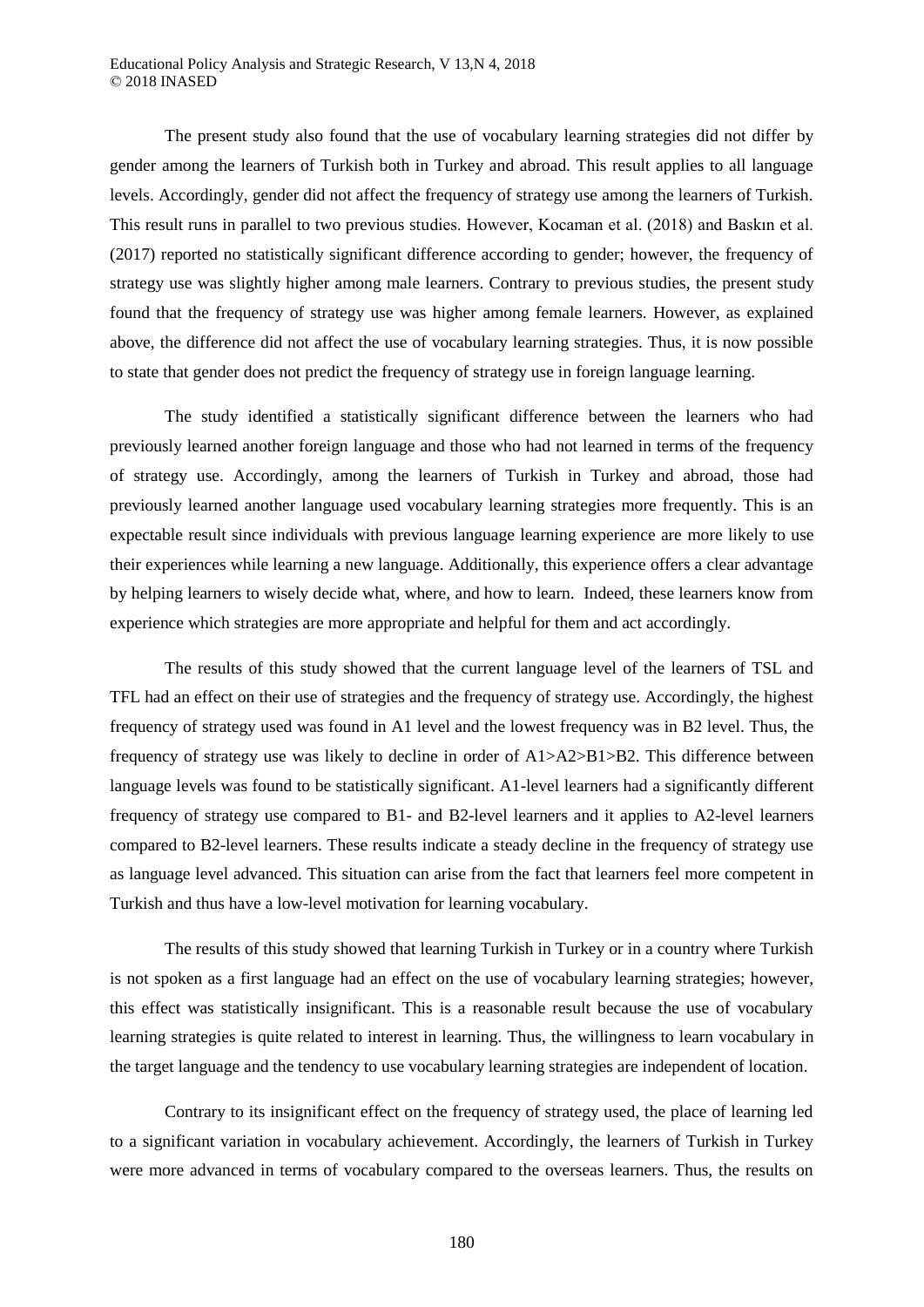The present study also found that the use of vocabulary learning strategies did not differ by gender among the learners of Turkish both in Turkey and abroad. This result applies to all language levels. Accordingly, gender did not affect the frequency of strategy use among the learners of Turkish. This result runs in parallel to two previous studies. However, Kocaman et al. (2018) and Baskın et al. (2017) reported no statistically significant difference according to gender; however, the frequency of strategy use was slightly higher among male learners. Contrary to previous studies, the present study found that the frequency of strategy use was higher among female learners. However, as explained above, the difference did not affect the use of vocabulary learning strategies. Thus, it is now possible to state that gender does not predict the frequency of strategy use in foreign language learning.

The study identified a statistically significant difference between the learners who had previously learned another foreign language and those who had not learned in terms of the frequency of strategy use. Accordingly, among the learners of Turkish in Turkey and abroad, those had previously learned another language used vocabulary learning strategies more frequently. This is an expectable result since individuals with previous language learning experience are more likely to use their experiences while learning a new language. Additionally, this experience offers a clear advantage by helping learners to wisely decide what, where, and how to learn. Indeed, these learners know from experience which strategies are more appropriate and helpful for them and act accordingly.

The results of this study showed that the current language level of the learners of TSL and TFL had an effect on their use of strategies and the frequency of strategy use. Accordingly, the highest frequency of strategy used was found in A1 level and the lowest frequency was in B2 level. Thus, the frequency of strategy use was likely to decline in order of A1>A2>B1>B2. This difference between language levels was found to be statistically significant. A1-level learners had a significantly different frequency of strategy use compared to B1- and B2-level learners and it applies to A2-level learners compared to B2-level learners. These results indicate a steady decline in the frequency of strategy use as language level advanced. This situation can arise from the fact that learners feel more competent in Turkish and thus have a low-level motivation for learning vocabulary.

The results of this study showed that learning Turkish in Turkey or in a country where Turkish is not spoken as a first language had an effect on the use of vocabulary learning strategies; however, this effect was statistically insignificant. This is a reasonable result because the use of vocabulary learning strategies is quite related to interest in learning. Thus, the willingness to learn vocabulary in the target language and the tendency to use vocabulary learning strategies are independent of location.

Contrary to its insignificant effect on the frequency of strategy used, the place of learning led to a significant variation in vocabulary achievement. Accordingly, the learners of Turkish in Turkey were more advanced in terms of vocabulary compared to the overseas learners. Thus, the results on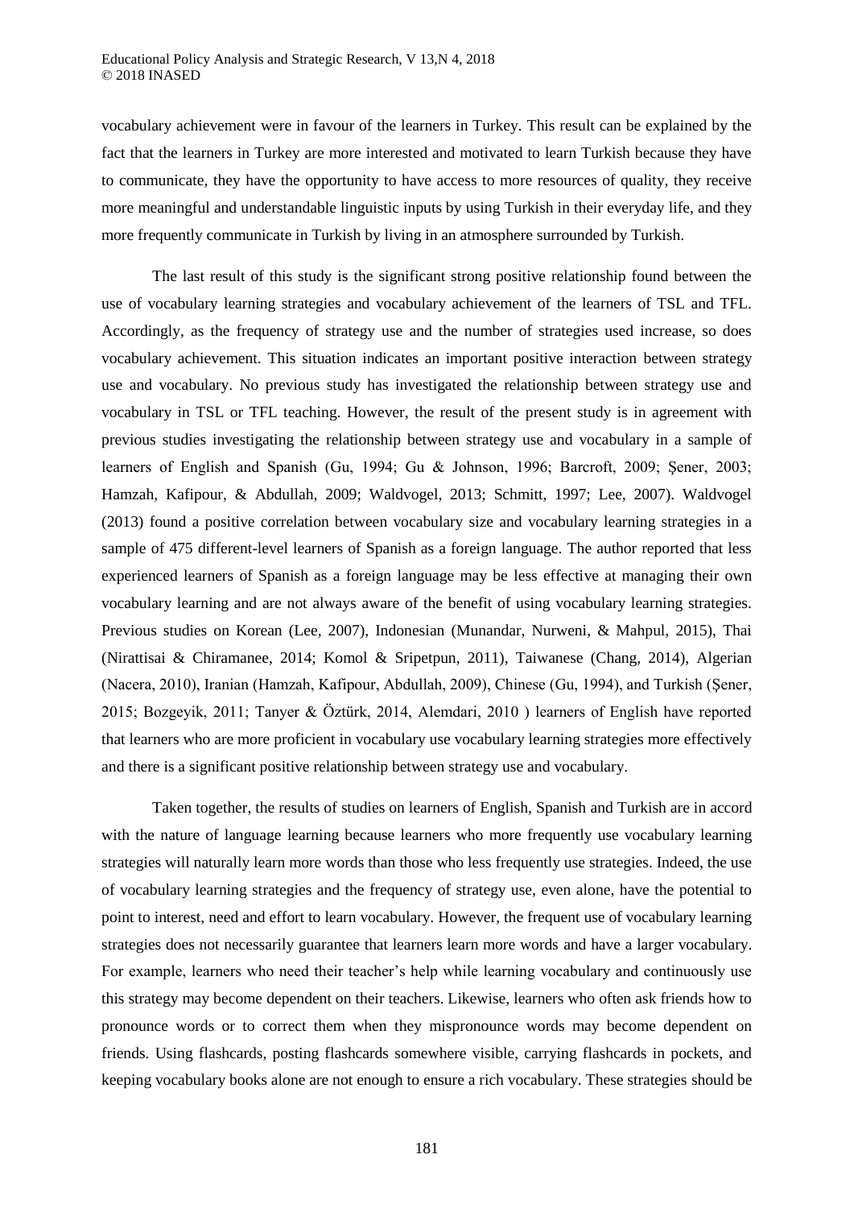vocabulary achievement were in favour of the learners in Turkey. This result can be explained by the fact that the learners in Turkey are more interested and motivated to learn Turkish because they have to communicate, they have the opportunity to have access to more resources of quality, they receive more meaningful and understandable linguistic inputs by using Turkish in their everyday life, and they more frequently communicate in Turkish by living in an atmosphere surrounded by Turkish.

The last result of this study is the significant strong positive relationship found between the use of vocabulary learning strategies and vocabulary achievement of the learners of TSL and TFL. Accordingly, as the frequency of strategy use and the number of strategies used increase, so does vocabulary achievement. This situation indicates an important positive interaction between strategy use and vocabulary. No previous study has investigated the relationship between strategy use and vocabulary in TSL or TFL teaching. However, the result of the present study is in agreement with previous studies investigating the relationship between strategy use and vocabulary in a sample of learners of English and Spanish (Gu, 1994; Gu & Johnson, 1996; Barcroft, 2009; Şener, 2003; Hamzah, Kafipour, & Abdullah, 2009; Waldvogel, 2013; Schmitt, 1997; Lee, 2007). Waldvogel (2013) found a positive correlation between vocabulary size and vocabulary learning strategies in a sample of 475 different-level learners of Spanish as a foreign language. The author reported that less experienced learners of Spanish as a foreign language may be less effective at managing their own vocabulary learning and are not always aware of the benefit of using vocabulary learning strategies. Previous studies on Korean (Lee, 2007), Indonesian (Munandar, Nurweni, & Mahpul, 2015), Thai (Nirattisai & Chiramanee, 2014; Komol & Sripetpun, 2011), Taiwanese (Chang, 2014), Algerian (Nacera, 2010), Iranian (Hamzah, Kafipour, Abdullah, 2009), Chinese (Gu, 1994), and Turkish (Şener, 2015; Bozgeyik, 2011; Tanyer & Öztürk, 2014, Alemdari, 2010 ) learners of English have reported that learners who are more proficient in vocabulary use vocabulary learning strategies more effectively and there is a significant positive relationship between strategy use and vocabulary.

Taken together, the results of studies on learners of English, Spanish and Turkish are in accord with the nature of language learning because learners who more frequently use vocabulary learning strategies will naturally learn more words than those who less frequently use strategies. Indeed, the use of vocabulary learning strategies and the frequency of strategy use, even alone, have the potential to point to interest, need and effort to learn vocabulary. However, the frequent use of vocabulary learning strategies does not necessarily guarantee that learners learn more words and have a larger vocabulary. For example, learners who need their teacher's help while learning vocabulary and continuously use this strategy may become dependent on their teachers. Likewise, learners who often ask friends how to pronounce words or to correct them when they mispronounce words may become dependent on friends. Using flashcards, posting flashcards somewhere visible, carrying flashcards in pockets, and keeping vocabulary books alone are not enough to ensure a rich vocabulary. These strategies should be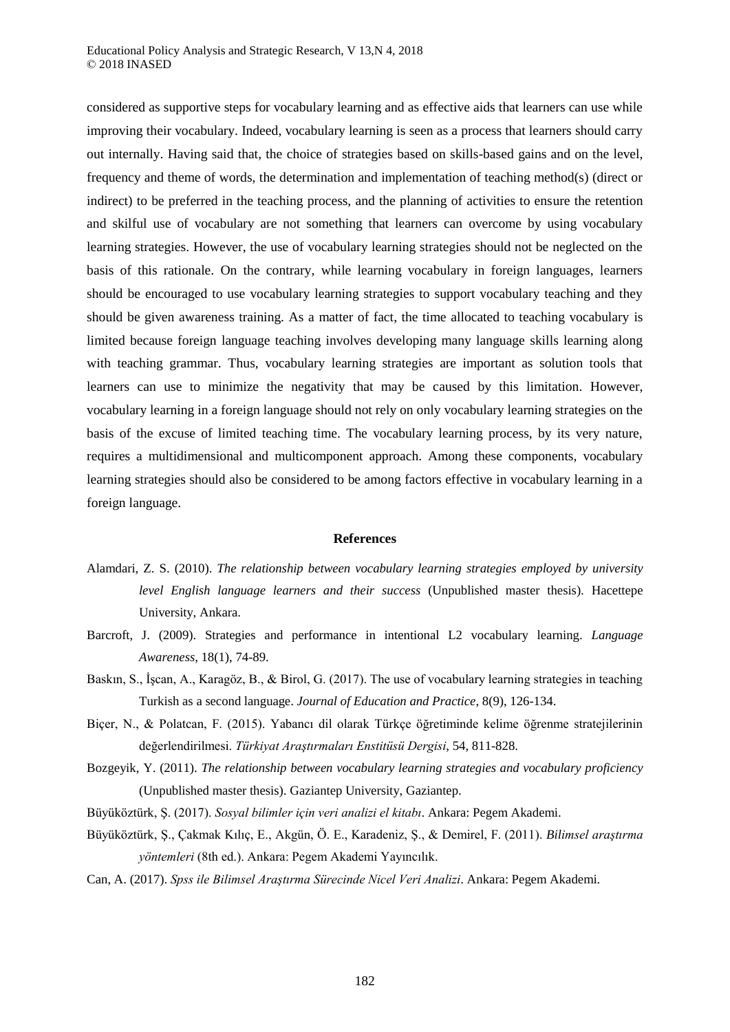considered as supportive steps for vocabulary learning and as effective aids that learners can use while improving their vocabulary. Indeed, vocabulary learning is seen as a process that learners should carry out internally. Having said that, the choice of strategies based on skills-based gains and on the level, frequency and theme of words, the determination and implementation of teaching method(s) (direct or indirect) to be preferred in the teaching process, and the planning of activities to ensure the retention and skilful use of vocabulary are not something that learners can overcome by using vocabulary learning strategies. However, the use of vocabulary learning strategies should not be neglected on the basis of this rationale. On the contrary, while learning vocabulary in foreign languages, learners should be encouraged to use vocabulary learning strategies to support vocabulary teaching and they should be given awareness training. As a matter of fact, the time allocated to teaching vocabulary is limited because foreign language teaching involves developing many language skills learning along with teaching grammar. Thus, vocabulary learning strategies are important as solution tools that learners can use to minimize the negativity that may be caused by this limitation. However, vocabulary learning in a foreign language should not rely on only vocabulary learning strategies on the basis of the excuse of limited teaching time. The vocabulary learning process, by its very nature, requires a multidimensional and multicomponent approach. Among these components, vocabulary learning strategies should also be considered to be among factors effective in vocabulary learning in a foreign language.

## References

Alamdari, Z. S. (2010). *The relationship between vocabulary learning strategies employed by university level English language learners and their success* (Unpublished master thesis). Hacettepe University, Ankara.

Barcroft, J. (2009). Strategies and performance in intentional L2 vocabulary learning. *Language Awareness*, 18(1), 74-89.

Baskın, S., İşcan, A., Karagöz, B., & Birol, G. (2017). The use of vocabulary learning strategies in teaching Turkish as a second language. *Journal of Education and Practice*, 8(9), 126-134.

Biçer, N., & Polatcan, F. (2015). Yabancı dil olarak Türkçe öğretiminde kelime öğrenme stratejilerinin değerlendirilmesi. *Türkiyat Araştırmaları Enstitüsü Dergisi*, 54, 811-828.

Bozgeyik, Y. (2011). *The relationship between vocabulary learning strategies and vocabulary proficiency* (Unpublished master thesis). Gaziantep University, Gaziantep.

Büyüköztürk, Ş. (2017). *Sosyal bilimler için veri analizi el kitabı*. Ankara: Pegem Akademi.

Büyüköztürk, Ş., Çakmak Kılıç, E., Akgün, Ö. E., Karadeniz, Ş., & Demirel, F. (2011). *Bilimsel araştırma yöntemleri* (8th ed.). Ankara: Pegem Akademi Yayıncılık.

Can, A. (2017). *Spss ile Bilimsel Araştırma Sürecinde Nicel Veri Analizi*. Ankara: Pegem Akademi.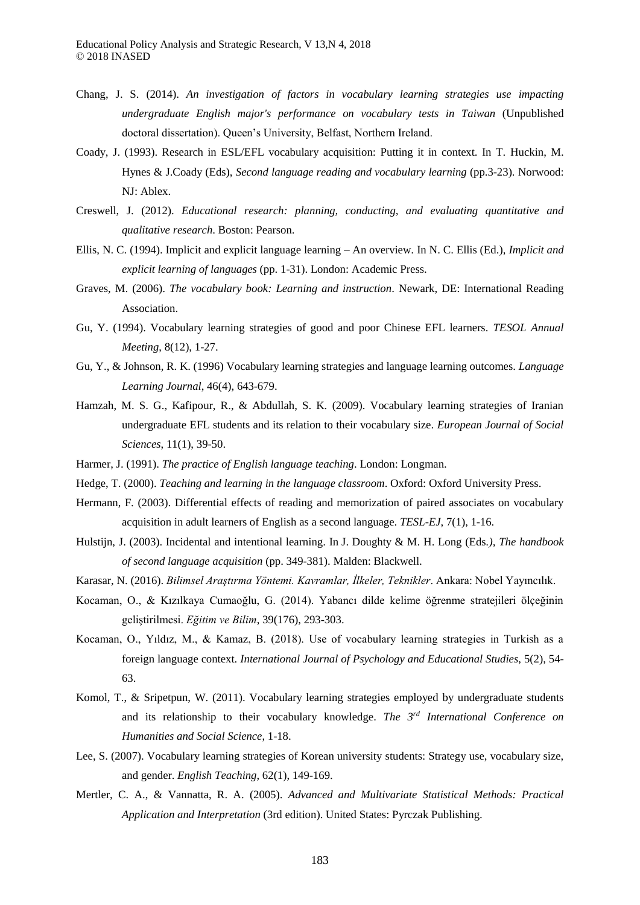Chang, J. S. (2014). *An investigation of factors in vocabulary learning strategies use impacting undergraduate English major's performance on vocabulary tests in Taiwan* (Unpublished doctoral dissertation). Queen's University, Belfast, Northern Ireland.

Coady, J. (1993). Research in ESL/EFL vocabulary acquisition: Putting it in context. In T. Huckin, M. Hynes & J.Coady (Eds), *Second language reading and vocabulary learning* (pp.3-23). Norwood: NJ: Ablex.

Creswell, J. (2012). *Educational research: planning, conducting, and evaluating quantitative and qualitative research*. Boston: Pearson.

Ellis, N. C. (1994). Implicit and explicit language learning – An overview. In N. C. Ellis (Ed.), *Implicit and explicit learning of languages* (pp. 1-31). London: Academic Press.

Graves, M. (2006). *The vocabulary book: Learning and instruction*. Newark, DE: International Reading Association.

Gu, Y. (1994). Vocabulary learning strategies of good and poor Chinese EFL learners. *TESOL Annual Meeting*, 8(12), 1-27.

Gu, Y., & Johnson, R. K. (1996) Vocabulary learning strategies and language learning outcomes. *Language Learning Journal*, 46(4), 643-679.

Hamzah, M. S. G., Kafipour, R., & Abdullah, S. K. (2009). Vocabulary learning strategies of Iranian undergraduate EFL students and its relation to their vocabulary size. *European Journal of Social Sciences*, 11(1), 39-50.

Harmer, J. (1991). *The practice of English language teaching*. London: Longman.

Hedge, T. (2000). *Teaching and learning in the language classroom*. Oxford: Oxford University Press.

Hermann, F. (2003). Differential effects of reading and memorization of paired associates on vocabulary acquisition in adult learners of English as a second language. *TESL-EJ*, 7(1), 1-16.

Hulstijn, J. (2003). Incidental and intentional learning. In J. Doughty & M. H. Long (Eds*.), The handbook of second language acquisition* (pp. 349-381). Malden: Blackwell.

Karasar, N. (2016). *Bilimsel Araştırma Yöntemi. Kavramlar, İlkeler, Teknikler*. Ankara: Nobel Yayıncılık.

Kocaman, O., & Kızılkaya Cumaoğlu, G. (2014). Yabancı dilde kelime öğrenme stratejileri ölçeğinin geliştirilmesi. *Eğitim ve Bilim*, 39(176), 293-303.

Kocaman, O., Yıldız, M., & Kamaz, B. (2018). Use of vocabulary learning strategies in Turkish as a foreign language context. *International Journal of Psychology and Educational Studies*, 5(2), 54-63.

Komol, T., & Sripetpun, W. (2011). Vocabulary learning strategies employed by undergraduate students and its relationship to their vocabulary knowledge. *The 3rd International Conference on Humanities and Social Science*, 1-18.

Lee, S. (2007). Vocabulary learning strategies of Korean university students: Strategy use, vocabulary size, and gender. *English Teaching*, 62(1), 149-169.

Mertler, C. A., & Vannatta, R. A. (2005). *Advanced and Multivariate Statistical Methods: Practical Application and Interpretation* (3rd edition). United States: Pyrczak Publishing.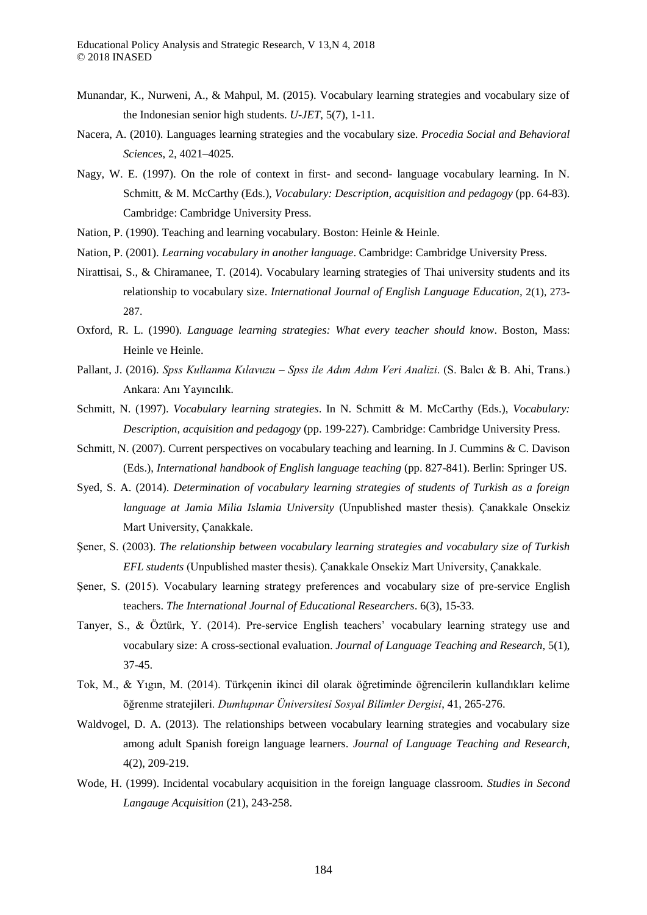Munandar, K., Nurweni, A., & Mahpul, M. (2015). Vocabulary learning strategies and vocabulary size of the Indonesian senior high students. *U-JET*, 5(7), 1-11.

Nacera, A. (2010). Languages learning strategies and the vocabulary size. *Procedia Social and Behavioral Sciences*, 2, 4021–4025.

Nagy, W. E. (1997). On the role of context in first- and second- language vocabulary learning. In N. Schmitt, & M. McCarthy (Eds.), *Vocabulary: Description, acquisition and pedagogy* (pp. 64-83). Cambridge: Cambridge University Press.

Nation, P. (1990). Teaching and learning vocabulary. Boston: Heinle & Heinle.

Nation, P. (2001). *Learning vocabulary in another language*. Cambridge: Cambridge University Press.

Nirattisai, S., & Chiramanee, T. (2014). Vocabulary learning strategies of Thai university students and its relationship to vocabulary size. *International Journal of English Language Education*, 2(1), 273-287.

Oxford, R. L. (1990). *Language learning strategies: What every teacher should know*. Boston, Mass: Heinle ve Heinle.

Pallant, J. (2016). *Spss Kullanma Kılavuzu – Spss ile Adım Adım Veri Analizi*. (S. Balcı & B. Ahi, Trans.) Ankara: Anı Yayıncılık.

Schmitt, N. (1997). *Vocabulary learning strategies*. In N. Schmitt & M. McCarthy (Eds.), *Vocabulary: Description, acquisition and pedagogy* (pp. 199-227). Cambridge: Cambridge University Press.

Schmitt, N. (2007). Current perspectives on vocabulary teaching and learning. In J. Cummins & C. Davison (Eds.), *International handbook of English language teaching* (pp. 827-841). Berlin: Springer US.

Syed, S. A. (2014). *Determination of vocabulary learning strategies of students of Turkish as a foreign language at Jamia Milia Islamia University* (Unpublished master thesis). Çanakkale Onsekiz Mart University, Çanakkale.

Şener, S. (2003). *The relationship between vocabulary learning strategies and vocabulary size of Turkish EFL students* (Unpublished master thesis). Çanakkale Onsekiz Mart University, Çanakkale.

Şener, S. (2015). Vocabulary learning strategy preferences and vocabulary size of pre-service English teachers. *The International Journal of Educational Researchers*. 6(3), 15-33.

Tanyer, S., & Öztürk, Y. (2014). Pre-service English teachers' vocabulary learning strategy use and vocabulary size: A cross-sectional evaluation. *Journal of Language Teaching and Research*, 5(1), 37-45.

Tok, M., & Yıgın, M. (2014). Türkçenin ikinci dil olarak öğretiminde öğrencilerin kullandıkları kelime öğrenme stratejileri. *Dumlupınar Üniversitesi Sosyal Bilimler Dergisi*, 41, 265-276.

Waldvogel, D. A. (2013). The relationships between vocabulary learning strategies and vocabulary size among adult Spanish foreign language learners. *Journal of Language Teaching and Research*, 4(2), 209-219.

Wode, H. (1999). Incidental vocabulary acquisition in the foreign language classroom. *Studies in Second Langauge Acquisition* (21), 243-258.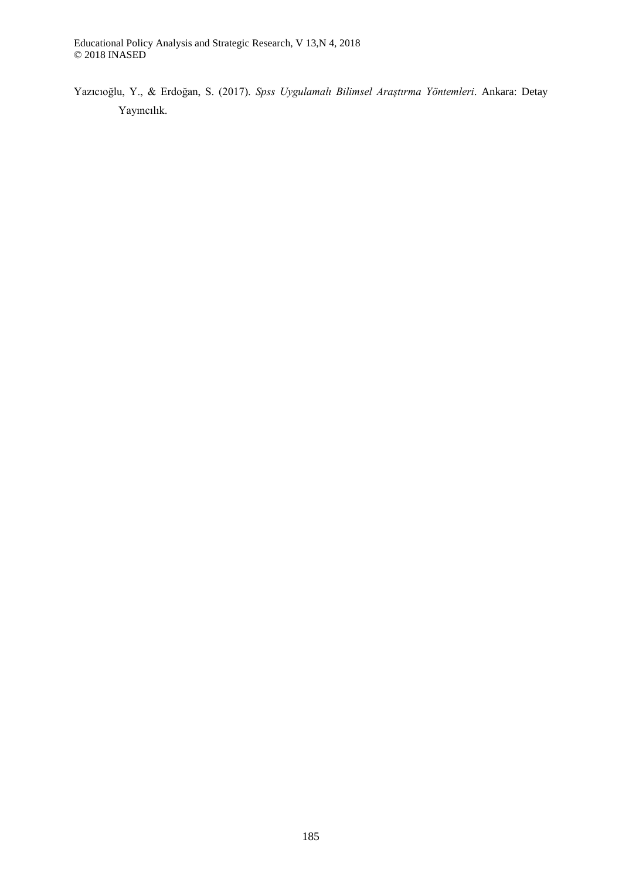Yazıcıoğlu, Y., & Erdoğan, S. (2017). *Spss Uygulamalı Bilimsel Araştırma Yöntemleri*. Ankara: Detay Yayıncılık.